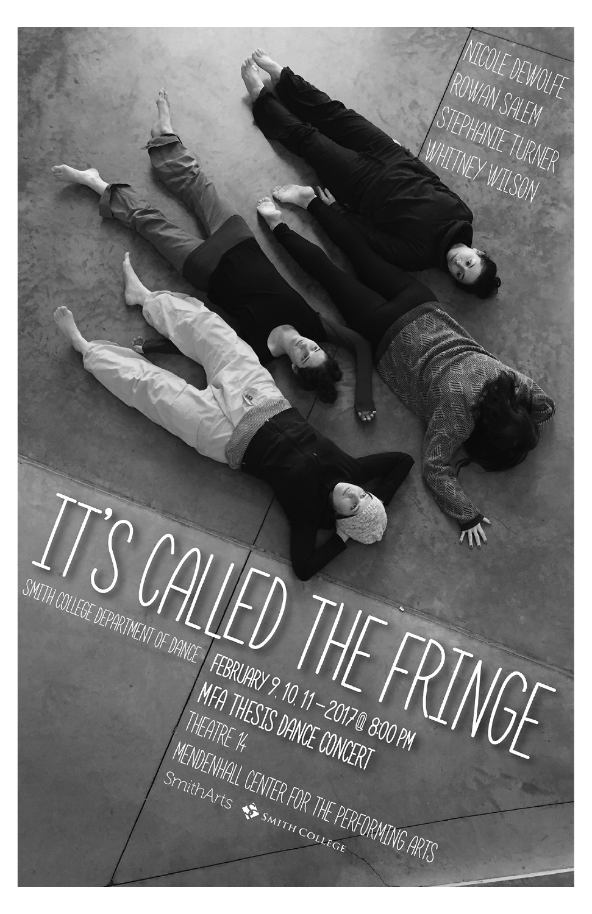# IT'S CALLED THE FRINGE

NICOLE DEWOLFE
ROWAN SALEM
STEPHANIE TURNER
WHITNEY WILSON

SMITH COLLEGE DEPARTMENT OF DANCE

FEBRUARY 9, 10, 11 – 2017 @ 8:00 PM
MFA THESIS DANCE CONCERT
THEATRE 14
MENDENHALL CENTER FOR THE PERFORMING ARTS

SmithArts
Smith College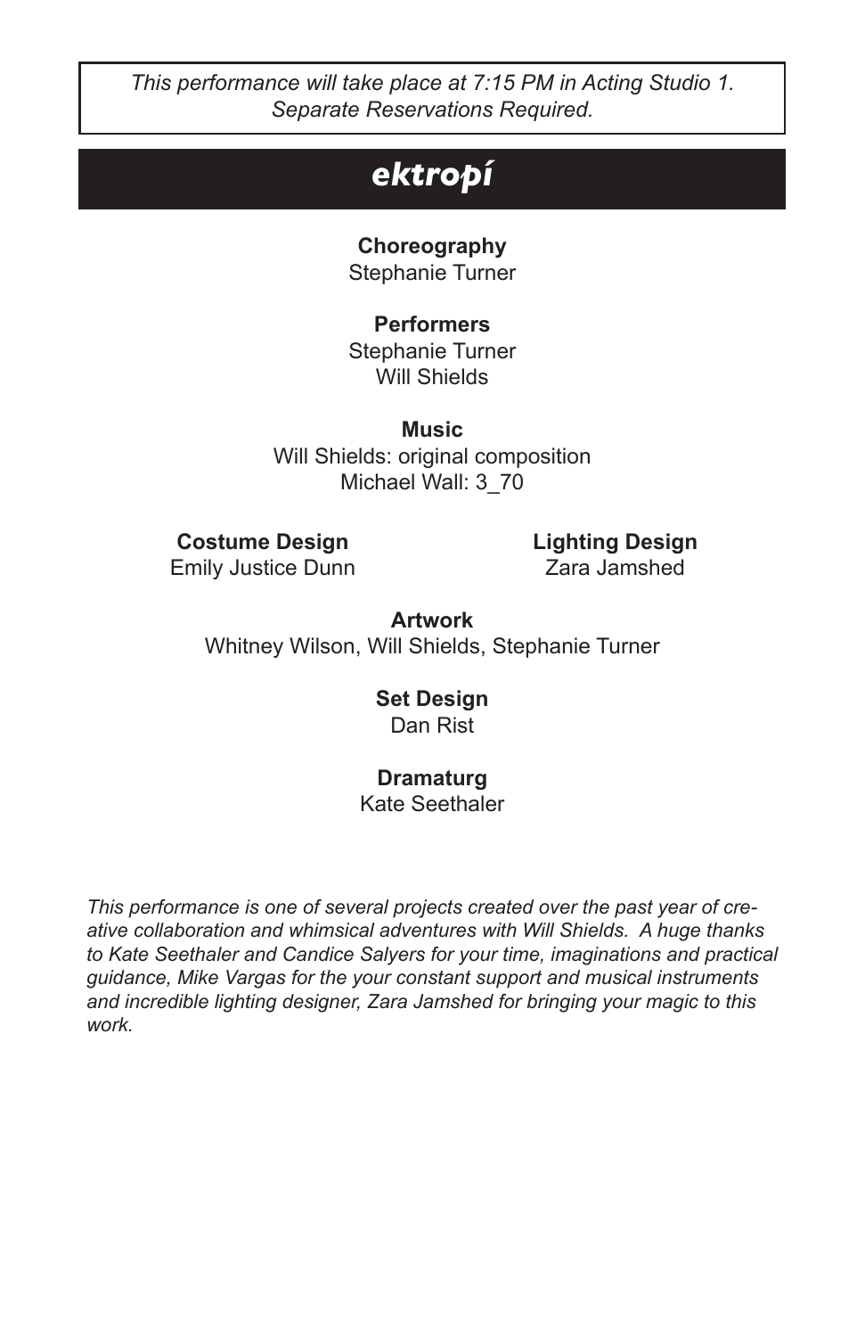*This performance will take place at 7:15 PM in Acting Studio 1. Separate Reservations Required.*

# *ektropí*

**Choreography**
Stephanie Turner

**Performers**
Stephanie Turner
Will Shields

**Music**
Will Shields: original composition
Michael Wall: 3_70

**Costume Design**
Emily Justice Dunn

**Lighting Design**
Zara Jamshed

**Artwork**
Whitney Wilson, Will Shields, Stephanie Turner

**Set Design**
Dan Rist

**Dramaturg**
Kate Seethaler

*This performance is one of several projects created over the past year of creative collaboration and whimsical adventures with Will Shields. A huge thanks to Kate Seethaler and Candice Salyers for your time, imaginations and practical guidance, Mike Vargas for the your constant support and musical instruments and incredible lighting designer, Zara Jamshed for bringing your magic to this work.*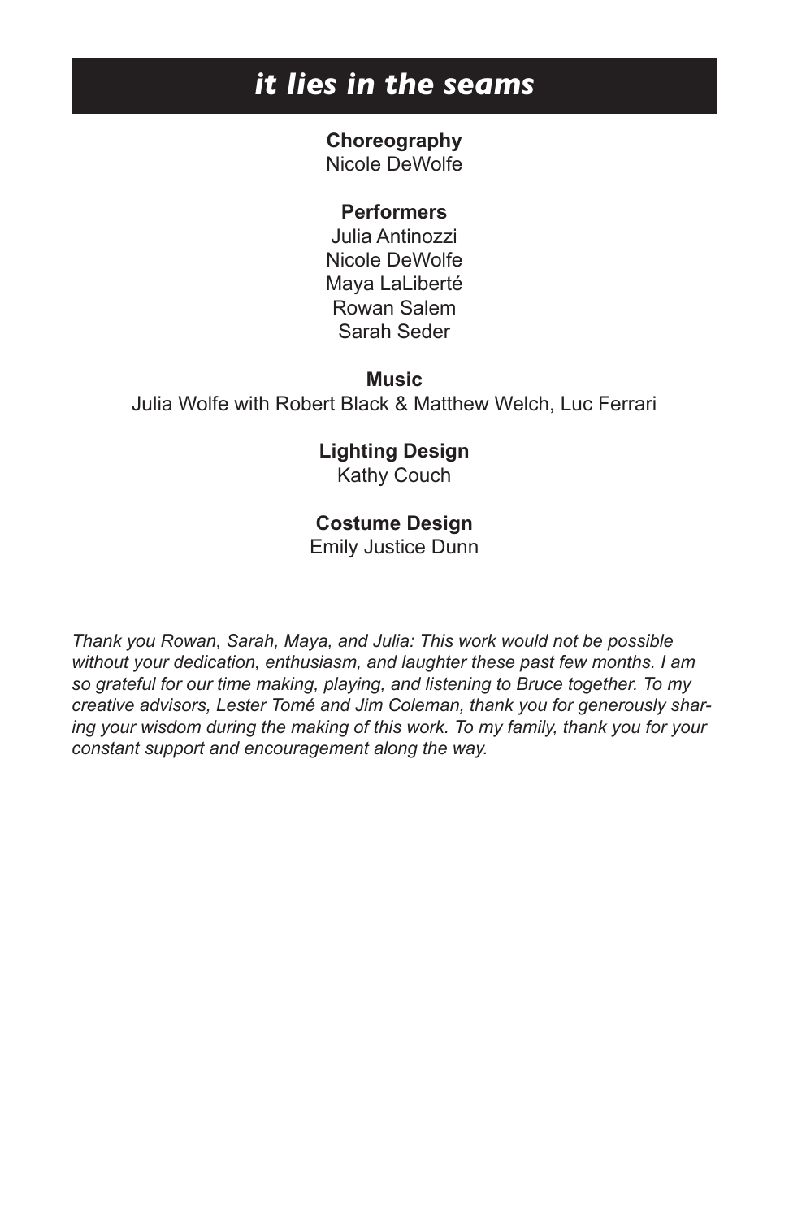# *it lies in the seams*

**Choreography**
Nicole DeWolfe

**Performers**
Julia Antinozzi
Nicole DeWolfe
Maya LaLiberté
Rowan Salem
Sarah Seder

**Music**
Julia Wolfe with Robert Black & Matthew Welch, Luc Ferrari

**Lighting Design**
Kathy Couch

**Costume Design**
Emily Justice Dunn

*Thank you Rowan, Sarah, Maya, and Julia: This work would not be possible without your dedication, enthusiasm, and laughter these past few months. I am so grateful for our time making, playing, and listening to Bruce together. To my creative advisors, Lester Tomé and Jim Coleman, thank you for generously sharing your wisdom during the making of this work. To my family, thank you for your constant support and encouragement along the way.*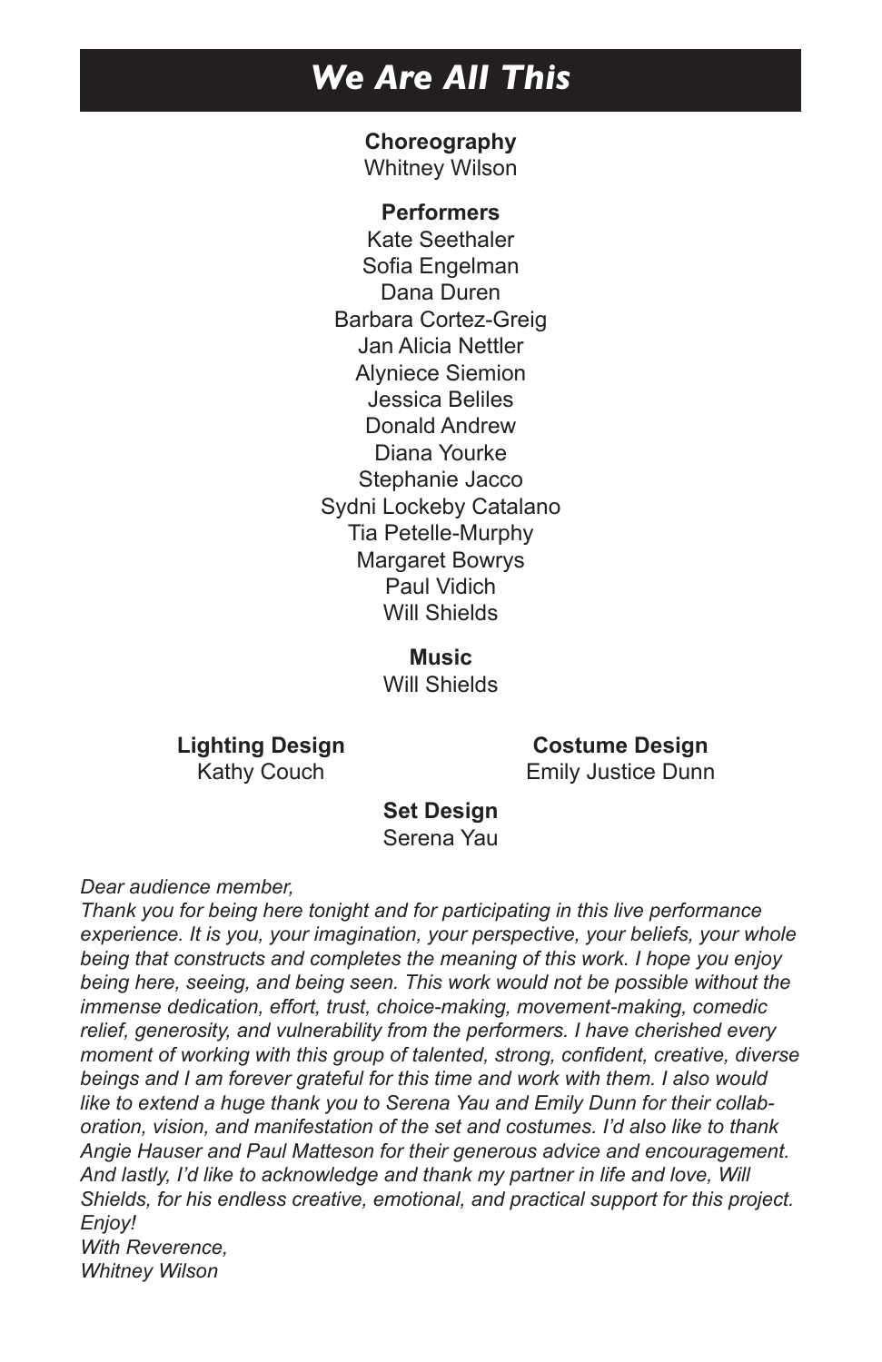# *We Are All This*

**Choreography**
Whitney Wilson

**Performers**
Kate Seethaler
Sofia Engelman
Dana Duren
Barbara Cortez-Greig
Jan Alicia Nettler
Alyniece Siemion
Jessica Beliles
Donald Andrew
Diana Yourke
Stephanie Jacco
Sydni Lockeby Catalano
Tia Petelle-Murphy
Margaret Bowrys
Paul Vidich
Will Shields

**Music**
Will Shields

**Lighting Design**
Kathy Couch

**Costume Design**
Emily Justice Dunn

**Set Design**
Serena Yau

*Dear audience member,*
*Thank you for being here tonight and for participating in this live performance experience. It is you, your imagination, your perspective, your beliefs, your whole being that constructs and completes the meaning of this work. I hope you enjoy being here, seeing, and being seen. This work would not be possible without the immense dedication, effort, trust, choice-making, movement-making, comedic relief, generosity, and vulnerability from the performers. I have cherished every moment of working with this group of talented, strong, confident, creative, diverse beings and I am forever grateful for this time and work with them. I also would like to extend a huge thank you to Serena Yau and Emily Dunn for their collaboration, vision, and manifestation of the set and costumes. I'd also like to thank Angie Hauser and Paul Matteson for their generous advice and encouragement. And lastly, I'd like to acknowledge and thank my partner in life and love, Will Shields, for his endless creative, emotional, and practical support for this project. Enjoy!*
*With Reverence,*
*Whitney Wilson*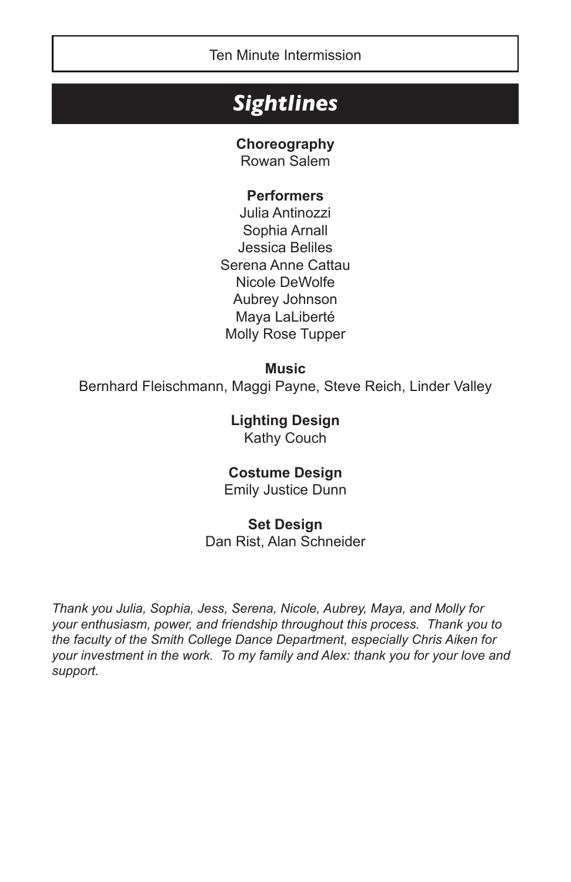Ten Minute Intermission

# *Sightlines*

**Choreography**
Rowan Salem

**Performers**
Julia Antinozzi
Sophia Arnall
Jessica Beliles
Serena Anne Cattau
Nicole DeWolfe
Aubrey Johnson
Maya LaLiberté
Molly Rose Tupper

**Music**
Bernhard Fleischmann, Maggi Payne, Steve Reich, Linder Valley

**Lighting Design**
Kathy Couch

**Costume Design**
Emily Justice Dunn

**Set Design**
Dan Rist, Alan Schneider

*Thank you Julia, Sophia, Jess, Serena, Nicole, Aubrey, Maya, and Molly for your enthusiasm, power, and friendship throughout this process. Thank you to the faculty of the Smith College Dance Department, especially Chris Aiken for your investment in the work. To my family and Alex: thank you for your love and support.*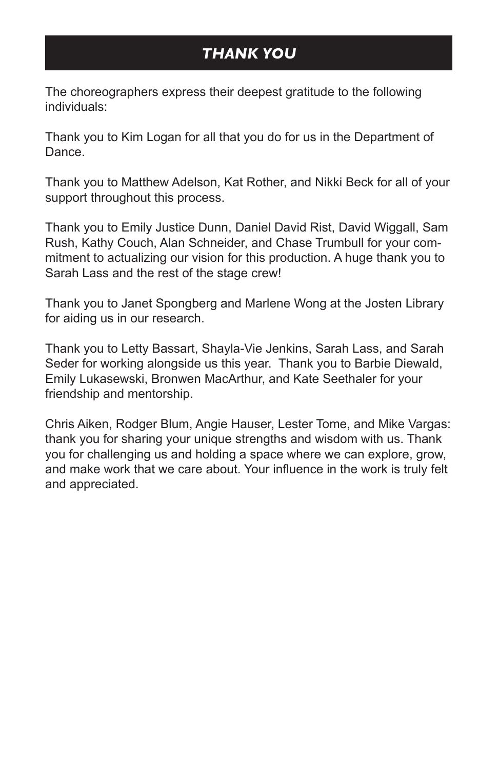## *THANK YOU*

The choreographers express their deepest gratitude to the following individuals:

Thank you to Kim Logan for all that you do for us in the Department of Dance.

Thank you to Matthew Adelson, Kat Rother, and Nikki Beck for all of your support throughout this process.

Thank you to Emily Justice Dunn, Daniel David Rist, David Wiggall, Sam Rush, Kathy Couch, Alan Schneider, and Chase Trumbull for your commitment to actualizing our vision for this production. A huge thank you to Sarah Lass and the rest of the stage crew!

Thank you to Janet Spongberg and Marlene Wong at the Josten Library for aiding us in our research.

Thank you to Letty Bassart, Shayla-Vie Jenkins, Sarah Lass, and Sarah Seder for working alongside us this year. Thank you to Barbie Diewald, Emily Lukasewski, Bronwen MacArthur, and Kate Seethaler for your friendship and mentorship.

Chris Aiken, Rodger Blum, Angie Hauser, Lester Tome, and Mike Vargas: thank you for sharing your unique strengths and wisdom with us. Thank you for challenging us and holding a space where we can explore, grow, and make work that we care about. Your influence in the work is truly felt and appreciated.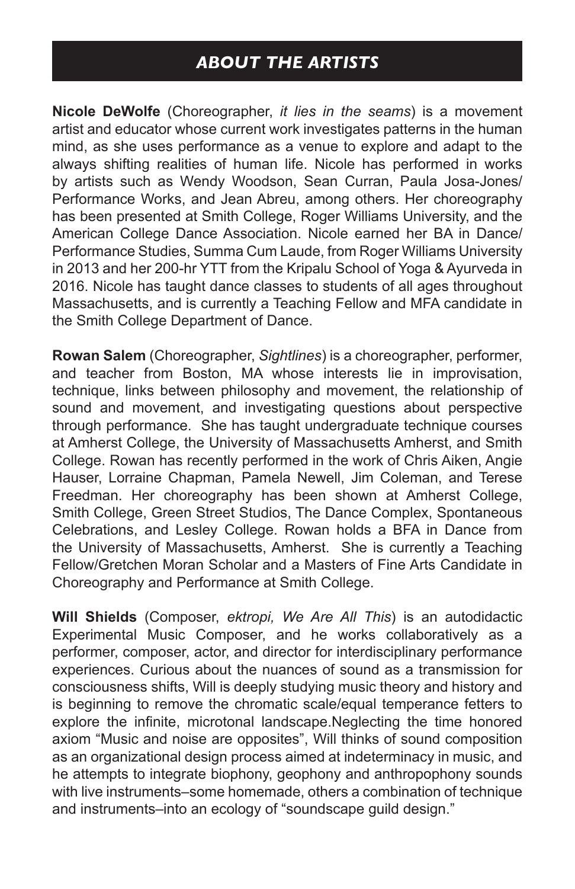## *ABOUT THE ARTISTS*

**Nicole DeWolfe** (Choreographer, *it lies in the seams*) is a movement artist and educator whose current work investigates patterns in the human mind, as she uses performance as a venue to explore and adapt to the always shifting realities of human life. Nicole has performed in works by artists such as Wendy Woodson, Sean Curran, Paula Josa-Jones/ Performance Works, and Jean Abreu, among others. Her choreography has been presented at Smith College, Roger Williams University, and the American College Dance Association. Nicole earned her BA in Dance/ Performance Studies, Summa Cum Laude, from Roger Williams University in 2013 and her 200-hr YTT from the Kripalu School of Yoga & Ayurveda in 2016. Nicole has taught dance classes to students of all ages throughout Massachusetts, and is currently a Teaching Fellow and MFA candidate in the Smith College Department of Dance.

**Rowan Salem** (Choreographer, *Sightlines*) is a choreographer, performer, and teacher from Boston, MA whose interests lie in improvisation, technique, links between philosophy and movement, the relationship of sound and movement, and investigating questions about perspective through performance. She has taught undergraduate technique courses at Amherst College, the University of Massachusetts Amherst, and Smith College. Rowan has recently performed in the work of Chris Aiken, Angie Hauser, Lorraine Chapman, Pamela Newell, Jim Coleman, and Terese Freedman. Her choreography has been shown at Amherst College, Smith College, Green Street Studios, The Dance Complex, Spontaneous Celebrations, and Lesley College. Rowan holds a BFA in Dance from the University of Massachusetts, Amherst. She is currently a Teaching Fellow/Gretchen Moran Scholar and a Masters of Fine Arts Candidate in Choreography and Performance at Smith College.

**Will Shields** (Composer, *ektropi, We Are All This*) is an autodidactic Experimental Music Composer, and he works collaboratively as a performer, composer, actor, and director for interdisciplinary performance experiences. Curious about the nuances of sound as a transmission for consciousness shifts, Will is deeply studying music theory and history and is beginning to remove the chromatic scale/equal temperance fetters to explore the infinite, microtonal landscape.Neglecting the time honored axiom "Music and noise are opposites", Will thinks of sound composition as an organizational design process aimed at indeterminacy in music, and he attempts to integrate biophony, geophony and anthropophony sounds with live instruments–some homemade, others a combination of technique and instruments–into an ecology of "soundscape guild design."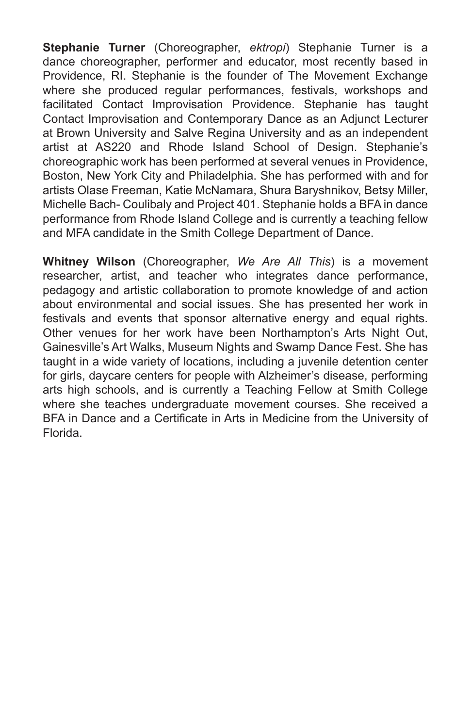**Stephanie Turner** (Choreographer, *ektropi*) Stephanie Turner is a dance choreographer, performer and educator, most recently based in Providence, RI. Stephanie is the founder of The Movement Exchange where she produced regular performances, festivals, workshops and facilitated Contact Improvisation Providence. Stephanie has taught Contact Improvisation and Contemporary Dance as an Adjunct Lecturer at Brown University and Salve Regina University and as an independent artist at AS220 and Rhode Island School of Design. Stephanie's choreographic work has been performed at several venues in Providence, Boston, New York City and Philadelphia. She has performed with and for artists Olase Freeman, Katie McNamara, Shura Baryshnikov, Betsy Miller, Michelle Bach- Coulibaly and Project 401. Stephanie holds a BFA in dance performance from Rhode Island College and is currently a teaching fellow and MFA candidate in the Smith College Department of Dance.

**Whitney Wilson** (Choreographer, *We Are All This*) is a movement researcher, artist, and teacher who integrates dance performance, pedagogy and artistic collaboration to promote knowledge of and action about environmental and social issues. She has presented her work in festivals and events that sponsor alternative energy and equal rights. Other venues for her work have been Northampton's Arts Night Out, Gainesville's Art Walks, Museum Nights and Swamp Dance Fest. She has taught in a wide variety of locations, including a juvenile detention center for girls, daycare centers for people with Alzheimer's disease, performing arts high schools, and is currently a Teaching Fellow at Smith College where she teaches undergraduate movement courses. She received a BFA in Dance and a Certificate in Arts in Medicine from the University of Florida.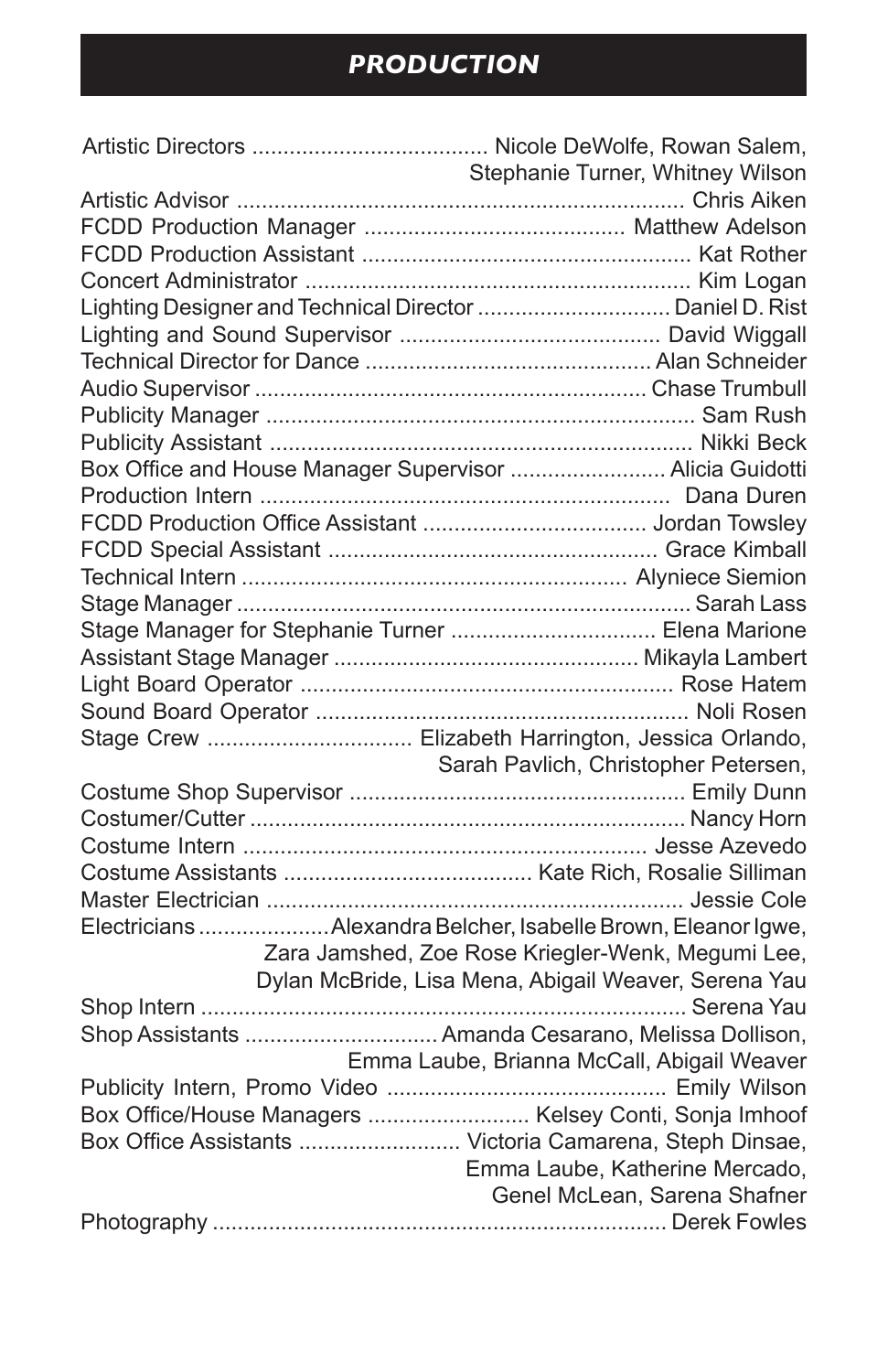## *PRODUCTION*

| | |
|---|---|
| Artistic Directors | Nicole DeWolfe, Rowan Salem, Stephanie Turner, Whitney Wilson |
| Artistic Advisor | Chris Aiken |
| FCDD Production Manager | Matthew Adelson |
| FCDD Production Assistant | Kat Rother |
| Concert Administrator | Kim Logan |
| Lighting Designer and Technical Director | Daniel D. Rist |
| Lighting and Sound Supervisor | David Wiggall |
| Technical Director for Dance | Alan Schneider |
| Audio Supervisor | Chase Trumbull |
| Publicity Manager | Sam Rush |
| Publicity Assistant | Nikki Beck |
| Box Office and House Manager Supervisor | Alicia Guidotti |
| Production Intern | Dana Duren |
| FCDD Production Office Assistant | Jordan Towsley |
| FCDD Special Assistant | Grace Kimball |
| Technical Intern | Alyniece Siemion |
| Stage Manager | Sarah Lass |
| Stage Manager for Stephanie Turner | Elena Marione |
| Assistant Stage Manager | Mikayla Lambert |
| Light Board Operator | Rose Hatem |
| Sound Board Operator | Noli Rosen |
| Stage Crew | Elizabeth Harrington, Jessica Orlando, Sarah Pavlich, Christopher Petersen, |
| Costume Shop Supervisor | Emily Dunn |
| Costumer/Cutter | Nancy Horn |
| Costume Intern | Jesse Azevedo |
| Costume Assistants | Kate Rich, Rosalie Silliman |
| Master Electrician | Jessie Cole |
| Electricians | Alexandra Belcher, Isabelle Brown, Eleanor Igwe, Zara Jamshed, Zoe Rose Kriegler-Wenk, Megumi Lee, Dylan McBride, Lisa Mena, Abigail Weaver, Serena Yau |
| Shop Intern | Serena Yau |
| Shop Assistants | Amanda Cesarano, Melissa Dollison, Emma Laube, Brianna McCall, Abigail Weaver |
| Publicity Intern, Promo Video | Emily Wilson |
| Box Office/House Managers | Kelsey Conti, Sonja Imhoof |
| Box Office Assistants | Victoria Camarena, Steph Dinsae, Emma Laube, Katherine Mercado, Genel McLean, Sarena Shafner |
| Photography | Derek Fowles |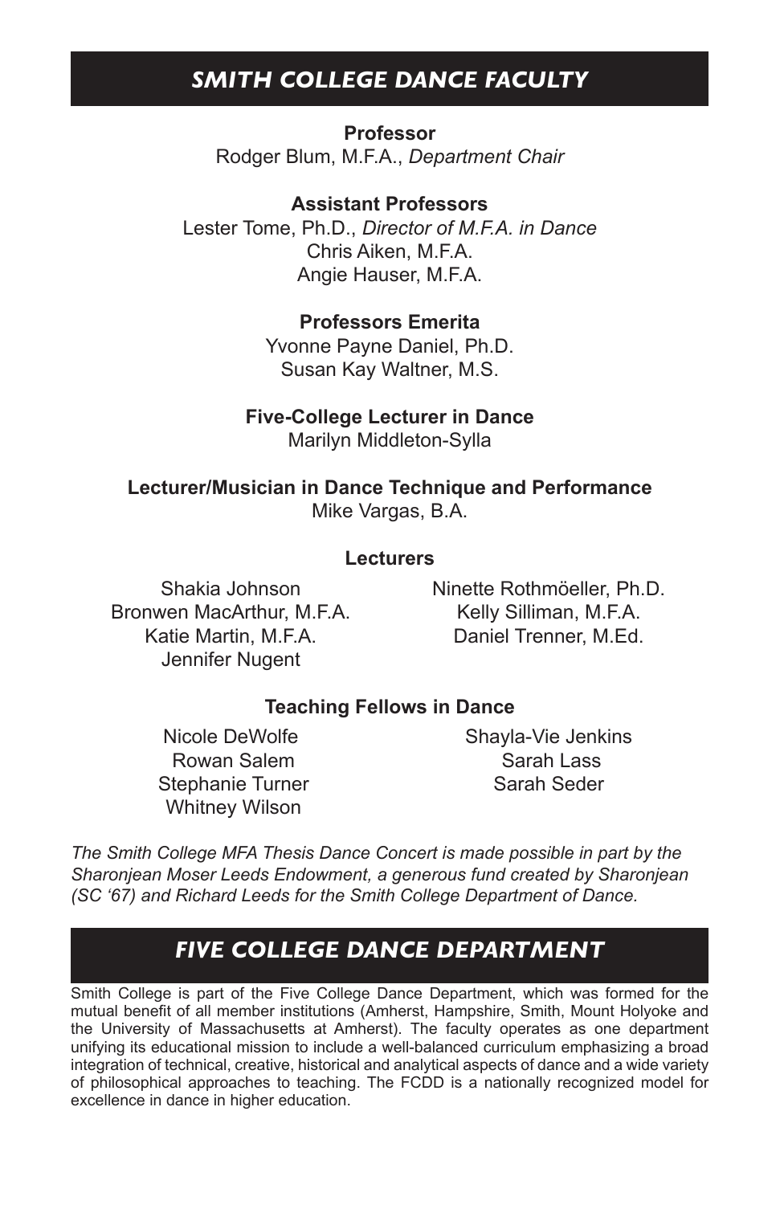## *SMITH COLLEGE DANCE FACULTY*

**Professor**

Rodger Blum, M.F.A., *Department Chair*

**Assistant Professors**

Lester Tome, Ph.D., *Director of M.F.A. in Dance*
Chris Aiken, M.F.A.
Angie Hauser, M.F.A.

**Professors Emerita**

Yvonne Payne Daniel, Ph.D.
Susan Kay Waltner, M.S.

**Five-College Lecturer in Dance**

Marilyn Middleton-Sylla

**Lecturer/Musician in Dance Technique and Performance**

Mike Vargas, B.A.

**Lecturers**

Shakia Johnson
Bronwen MacArthur, M.F.A.
Katie Martin, M.F.A.
Jennifer Nugent
Ninette Rothmöeller, Ph.D.
Kelly Silliman, M.F.A.
Daniel Trenner, M.Ed.

**Teaching Fellows in Dance**

Nicole DeWolfe
Rowan Salem
Stephanie Turner
Whitney Wilson
Shayla-Vie Jenkins
Sarah Lass
Sarah Seder

*The Smith College MFA Thesis Dance Concert is made possible in part by the Sharonjean Moser Leeds Endowment, a generous fund created by Sharonjean (SC '67) and Richard Leeds for the Smith College Department of Dance.*

## *FIVE COLLEGE DANCE DEPARTMENT*

Smith College is part of the Five College Dance Department, which was formed for the mutual benefit of all member institutions (Amherst, Hampshire, Smith, Mount Holyoke and the University of Massachusetts at Amherst). The faculty operates as one department unifying its educational mission to include a well-balanced curriculum emphasizing a broad integration of technical, creative, historical and analytical aspects of dance and a wide variety of philosophical approaches to teaching. The FCDD is a nationally recognized model for excellence in dance in higher education.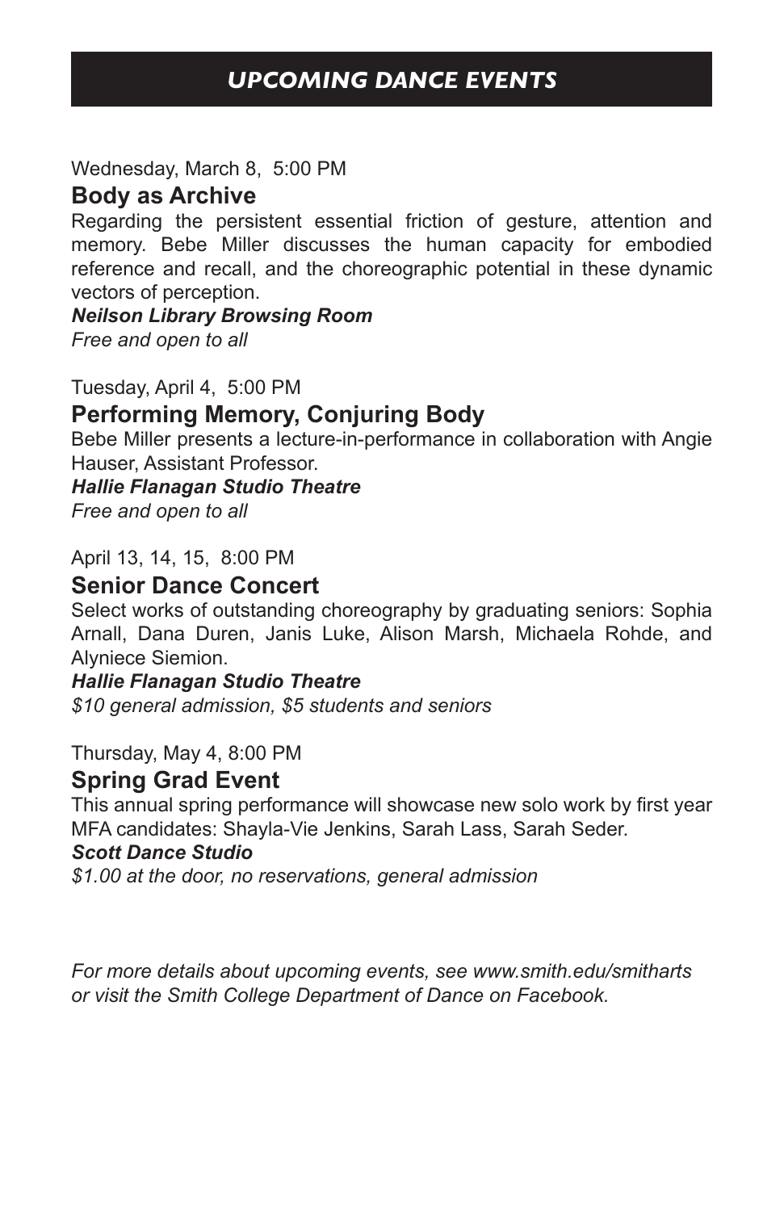# UPCOMING DANCE EVENTS

Wednesday, March 8, 5:00 PM

## Body as Archive

Regarding the persistent essential friction of gesture, attention and memory. Bebe Miller discusses the human capacity for embodied reference and recall, and the choreographic potential in these dynamic vectors of perception.

***Neilson Library Browsing Room***

*Free and open to all*

Tuesday, April 4, 5:00 PM

## Performing Memory, Conjuring Body

Bebe Miller presents a lecture-in-performance in collaboration with Angie Hauser, Assistant Professor.

***Hallie Flanagan Studio Theatre***

*Free and open to all*

April 13, 14, 15, 8:00 PM

## Senior Dance Concert

Select works of outstanding choreography by graduating seniors: Sophia Arnall, Dana Duren, Janis Luke, Alison Marsh, Michaela Rohde, and Alyniece Siemion.

***Hallie Flanagan Studio Theatre***

*$10 general admission, $5 students and seniors*

Thursday, May 4, 8:00 PM

## Spring Grad Event

This annual spring performance will showcase new solo work by first year MFA candidates: Shayla-Vie Jenkins, Sarah Lass, Sarah Seder.

***Scott Dance Studio***

*$1.00 at the door, no reservations, general admission*

*For more details about upcoming events, see www.smith.edu/smitharts or visit the Smith College Department of Dance on Facebook.*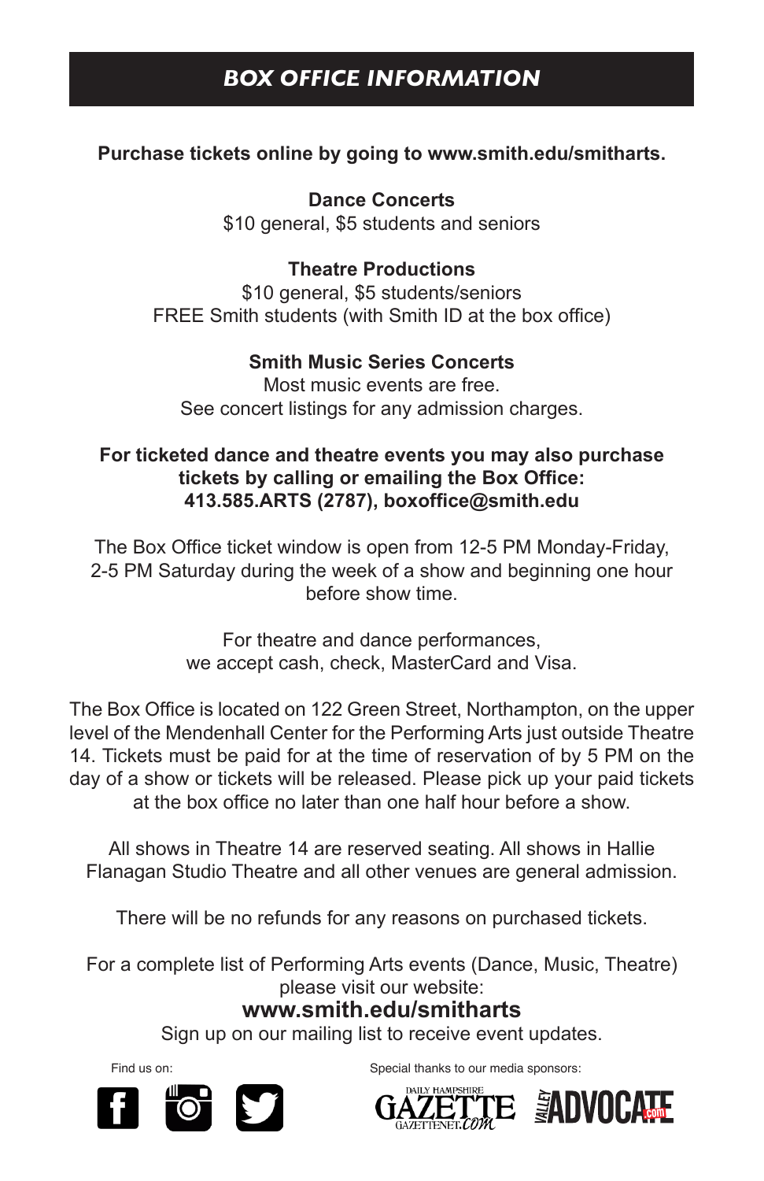# *BOX OFFICE INFORMATION*

**Purchase tickets online by going to www.smith.edu/smitharts.**

**Dance Concerts**
$10 general, $5 students and seniors

**Theatre Productions**
$10 general, $5 students/seniors
FREE Smith students (with Smith ID at the box office)

**Smith Music Series Concerts**
Most music events are free.
See concert listings for any admission charges.

**For ticketed dance and theatre events you may also purchase tickets by calling or emailing the Box Office:**
**413.585.ARTS (2787), boxoffice@smith.edu**

The Box Office ticket window is open from 12-5 PM Monday-Friday, 2-5 PM Saturday during the week of a show and beginning one hour before show time.

For theatre and dance performances,
we accept cash, check, MasterCard and Visa.

The Box Office is located on 122 Green Street, Northampton, on the upper level of the Mendenhall Center for the Performing Arts just outside Theatre 14. Tickets must be paid for at the time of reservation of by 5 PM on the day of a show or tickets will be released. Please pick up your paid tickets at the box office no later than one half hour before a show.

All shows in Theatre 14 are reserved seating. All shows in Hallie Flanagan Studio Theatre and all other venues are general admission.

There will be no refunds for any reasons on purchased tickets.

For a complete list of Performing Arts events (Dance, Music, Theatre) please visit our website:

**www.smith.edu/smitharts**

Sign up on our mailing list to receive event updates.

Find us on:

Special thanks to our media sponsors:

DAILY HAMPSHIRE GAZETTE GAZETTENET.COM

VALLEY ADVOCATE .com